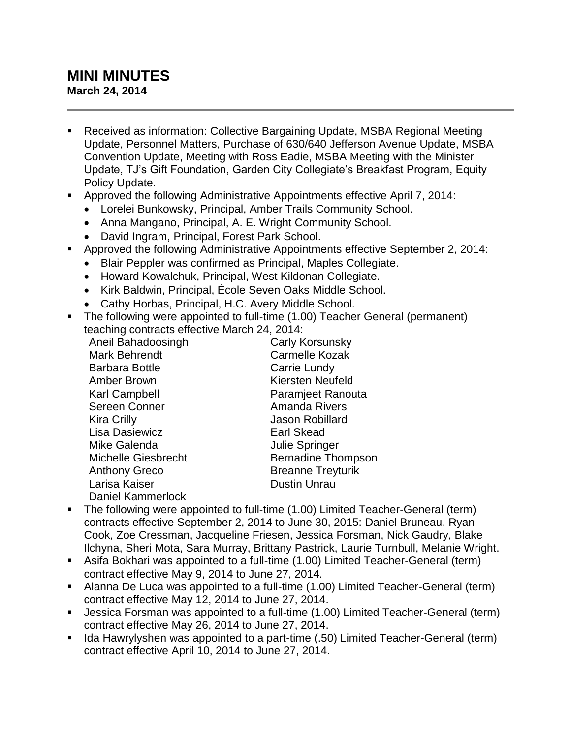# MINI MINUTES

**March 24, 2014**

- Received as information: Collective Bargaining Update, MSBA Regional Meeting Update, Personnel Matters, Purchase of 630/640 Jefferson Avenue Update, MSBA Convention Update, Meeting with Ross Eadie, MSBA Meeting with the Minister Update, TJ's Gift Foundation, Garden City Collegiate's Breakfast Program, Equity Policy Update.
- Approved the following Administrative Appointments effective April 7, 2014:
  - Lorelei Bunkowsky, Principal, Amber Trails Community School.
  - Anna Mangano, Principal, A. E. Wright Community School.
  - David Ingram, Principal, Forest Park School.
- Approved the following Administrative Appointments effective September 2, 2014:
  - Blair Peppler was confirmed as Principal, Maples Collegiate.
  - Howard Kowalchuk, Principal, West Kildonan Collegiate.
  - Kirk Baldwin, Principal, École Seven Oaks Middle School.
  - Cathy Horbas, Principal, H.C. Avery Middle School.
- The following were appointed to full-time (1.00) Teacher General (permanent) teaching contracts effective March 24, 2014:

  Aneil Bahadoosingh
  Mark Behrendt
  Barbara Bottle
  Amber Brown
  Karl Campbell
  Sereen Conner
  Kira Crilly
  Lisa Dasiewicz
  Mike Galenda
  Michelle Giesbrecht
  Anthony Greco
  Larisa Kaiser
  Daniel Kammerlock
  Carly Korsunsky
  Carmelle Kozak
  Carrie Lundy
  Kiersten Neufeld
  Paramjeet Ranouta
  Amanda Rivers
  Jason Robillard
  Earl Skead
  Julie Springer
  Bernadine Thompson
  Breanne Treyturik
  Dustin Unrau

- The following were appointed to full-time (1.00) Limited Teacher-General (term) contracts effective September 2, 2014 to June 30, 2015: Daniel Bruneau, Ryan Cook, Zoe Cressman, Jacqueline Friesen, Jessica Forsman, Nick Gaudry, Blake Ilchyna, Sheri Mota, Sara Murray, Brittany Pastrick, Laurie Turnbull, Melanie Wright.
- Asifa Bokhari was appointed to a full-time (1.00) Limited Teacher-General (term) contract effective May 9, 2014 to June 27, 2014.
- Alanna De Luca was appointed to a full-time (1.00) Limited Teacher-General (term) contract effective May 12, 2014 to June 27, 2014.
- Jessica Forsman was appointed to a full-time (1.00) Limited Teacher-General (term) contract effective May 26, 2014 to June 27, 2014.
- Ida Hawrylyshen was appointed to a part-time (.50) Limited Teacher-General (term) contract effective April 10, 2014 to June 27, 2014.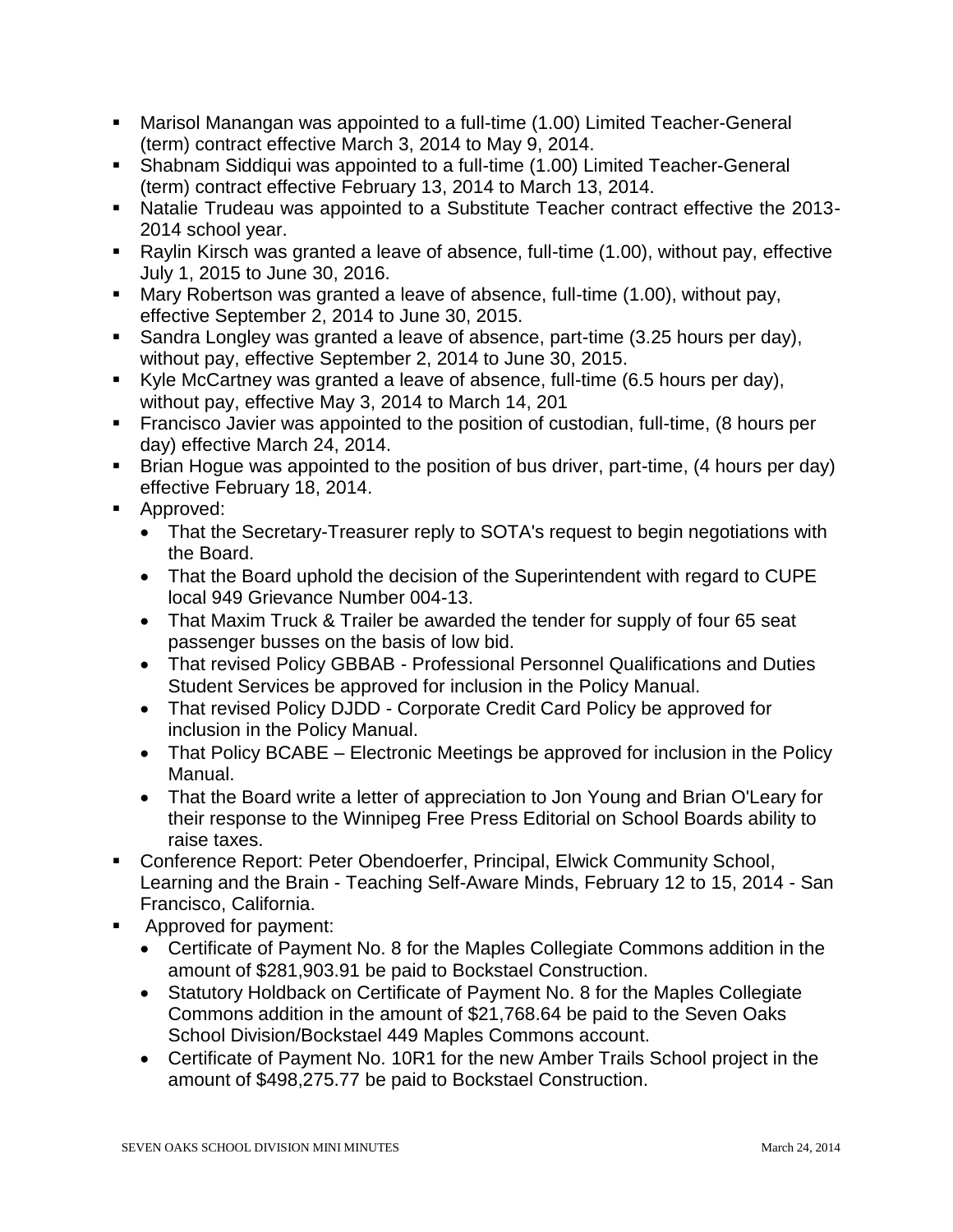- Marisol Manangan was appointed to a full-time (1.00) Limited Teacher-General (term) contract effective March 3, 2014 to May 9, 2014.
- Shabnam Siddiqui was appointed to a full-time (1.00) Limited Teacher-General (term) contract effective February 13, 2014 to March 13, 2014.
- Natalie Trudeau was appointed to a Substitute Teacher contract effective the 2013-2014 school year.
- Raylin Kirsch was granted a leave of absence, full-time (1.00), without pay, effective July 1, 2015 to June 30, 2016.
- Mary Robertson was granted a leave of absence, full-time (1.00), without pay, effective September 2, 2014 to June 30, 2015.
- Sandra Longley was granted a leave of absence, part-time (3.25 hours per day), without pay, effective September 2, 2014 to June 30, 2015.
- Kyle McCartney was granted a leave of absence, full-time (6.5 hours per day), without pay, effective May 3, 2014 to March 14, 201
- Francisco Javier was appointed to the position of custodian, full-time, (8 hours per day) effective March 24, 2014.
- Brian Hogue was appointed to the position of bus driver, part-time, (4 hours per day) effective February 18, 2014.
- Approved:
  - That the Secretary-Treasurer reply to SOTA's request to begin negotiations with the Board.
  - That the Board uphold the decision of the Superintendent with regard to CUPE local 949 Grievance Number 004-13.
  - That Maxim Truck & Trailer be awarded the tender for supply of four 65 seat passenger busses on the basis of low bid.
  - That revised Policy GBBAB - Professional Personnel Qualifications and Duties Student Services be approved for inclusion in the Policy Manual.
  - That revised Policy DJDD - Corporate Credit Card Policy be approved for inclusion in the Policy Manual.
  - That Policy BCABE – Electronic Meetings be approved for inclusion in the Policy Manual.
  - That the Board write a letter of appreciation to Jon Young and Brian O'Leary for their response to the Winnipeg Free Press Editorial on School Boards ability to raise taxes.
- Conference Report: Peter Obendoerfer, Principal, Elwick Community School, Learning and the Brain - Teaching Self-Aware Minds, February 12 to 15, 2014 - San Francisco, California.
- Approved for payment:
  - Certificate of Payment No. 8 for the Maples Collegiate Commons addition in the amount of $281,903.91 be paid to Bockstael Construction.
  - Statutory Holdback on Certificate of Payment No. 8 for the Maples Collegiate Commons addition in the amount of $21,768.64 be paid to the Seven Oaks School Division/Bockstael 449 Maples Commons account.
  - Certificate of Payment No. 10R1 for the new Amber Trails School project in the amount of $498,275.77 be paid to Bockstael Construction.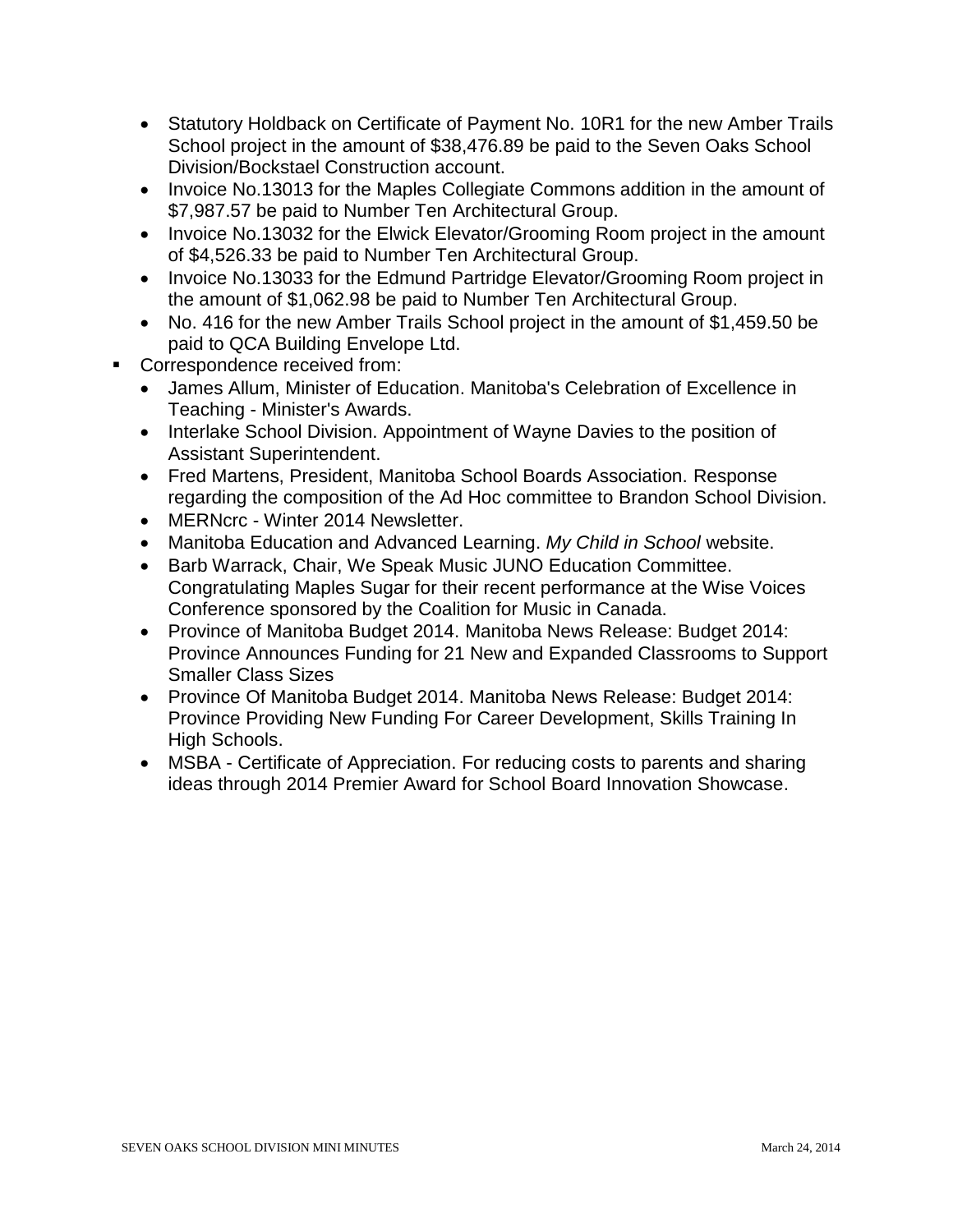- Statutory Holdback on Certificate of Payment No. 10R1 for the new Amber Trails School project in the amount of $38,476.89 be paid to the Seven Oaks School Division/Bockstael Construction account.
    - Invoice No.13013 for the Maples Collegiate Commons addition in the amount of $7,987.57 be paid to Number Ten Architectural Group.
    - Invoice No.13032 for the Elwick Elevator/Grooming Room project in the amount of $4,526.33 be paid to Number Ten Architectural Group.
    - Invoice No.13033 for the Edmund Partridge Elevator/Grooming Room project in the amount of $1,062.98 be paid to Number Ten Architectural Group.
    - No. 416 for the new Amber Trails School project in the amount of $1,459.50 be paid to QCA Building Envelope Ltd.
- Correspondence received from:
    - James Allum, Minister of Education. Manitoba's Celebration of Excellence in Teaching - Minister's Awards.
    - Interlake School Division. Appointment of Wayne Davies to the position of Assistant Superintendent.
    - Fred Martens, President, Manitoba School Boards Association. Response regarding the composition of the Ad Hoc committee to Brandon School Division.
    - MERNcrc - Winter 2014 Newsletter.
    - Manitoba Education and Advanced Learning. *My Child in School* website.
    - Barb Warrack, Chair, We Speak Music JUNO Education Committee. Congratulating Maples Sugar for their recent performance at the Wise Voices Conference sponsored by the Coalition for Music in Canada.
    - Province of Manitoba Budget 2014. Manitoba News Release: Budget 2014: Province Announces Funding for 21 New and Expanded Classrooms to Support Smaller Class Sizes
    - Province Of Manitoba Budget 2014. Manitoba News Release: Budget 2014: Province Providing New Funding For Career Development, Skills Training In High Schools.
    - MSBA - Certificate of Appreciation. For reducing costs to parents and sharing ideas through 2014 Premier Award for School Board Innovation Showcase.